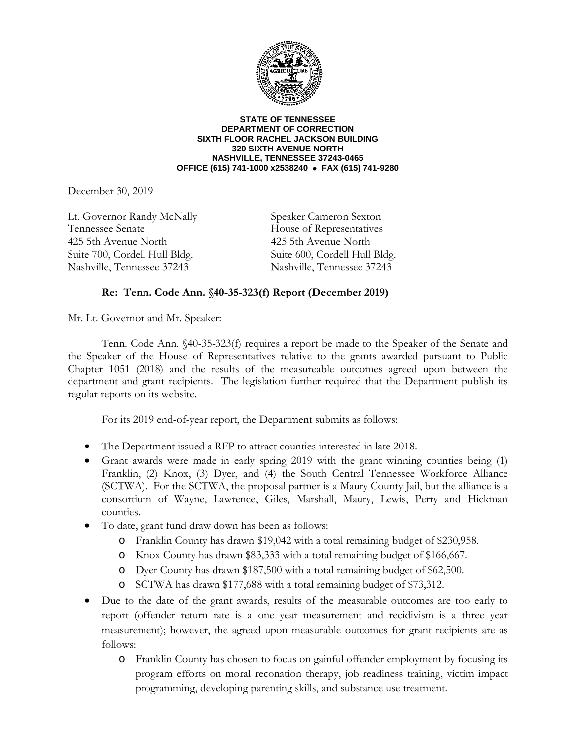**STATE OF TENNESSEE**
**DEPARTMENT OF CORRECTION**
**SIXTH FLOOR RACHEL JACKSON BUILDING**
**320 SIXTH AVENUE NORTH**
**NASHVILLE, TENNESSEE 37243-0465**
**OFFICE (615) 741-1000 x2538240 • FAX (615) 741-9280**

December 30, 2019

Lt. Governor Randy McNally
Tennessee Senate
425 5th Avenue North
Suite 700, Cordell Hull Bldg.
Nashville, Tennessee 37243

Speaker Cameron Sexton
House of Representatives
425 5th Avenue North
Suite 600, Cordell Hull Bldg.
Nashville, Tennessee 37243

**Re: Tenn. Code Ann. §40-35-323(f) Report (December 2019)**

Mr. Lt. Governor and Mr. Speaker:

Tenn. Code Ann. §40-35-323(f) requires a report be made to the Speaker of the Senate and the Speaker of the House of Representatives relative to the grants awarded pursuant to Public Chapter 1051 (2018) and the results of the measureable outcomes agreed upon between the department and grant recipients. The legislation further required that the Department publish its regular reports on its website.

For its 2019 end-of-year report, the Department submits as follows:

- The Department issued a RFP to attract counties interested in late 2018.
- Grant awards were made in early spring 2019 with the grant winning counties being (1) Franklin, (2) Knox, (3) Dyer, and (4) the South Central Tennessee Workforce Alliance (SCTWA). For the SCTWA, the proposal partner is a Maury County Jail, but the alliance is a consortium of Wayne, Lawrence, Giles, Marshall, Maury, Lewis, Perry and Hickman counties.
- To date, grant fund draw down has been as follows:
  - Franklin County has drawn $19,042 with a total remaining budget of $230,958.
  - Knox County has drawn $83,333 with a total remaining budget of $166,667.
  - Dyer County has drawn $187,500 with a total remaining budget of $62,500.
  - SCTWA has drawn $177,688 with a total remaining budget of $73,312.
- Due to the date of the grant awards, results of the measurable outcomes are too early to report (offender return rate is a one year measurement and recidivism is a three year measurement); however, the agreed upon measurable outcomes for grant recipients are as follows:
  - Franklin County has chosen to focus on gainful offender employment by focusing its program efforts on moral reconation therapy, job readiness training, victim impact programming, developing parenting skills, and substance use treatment.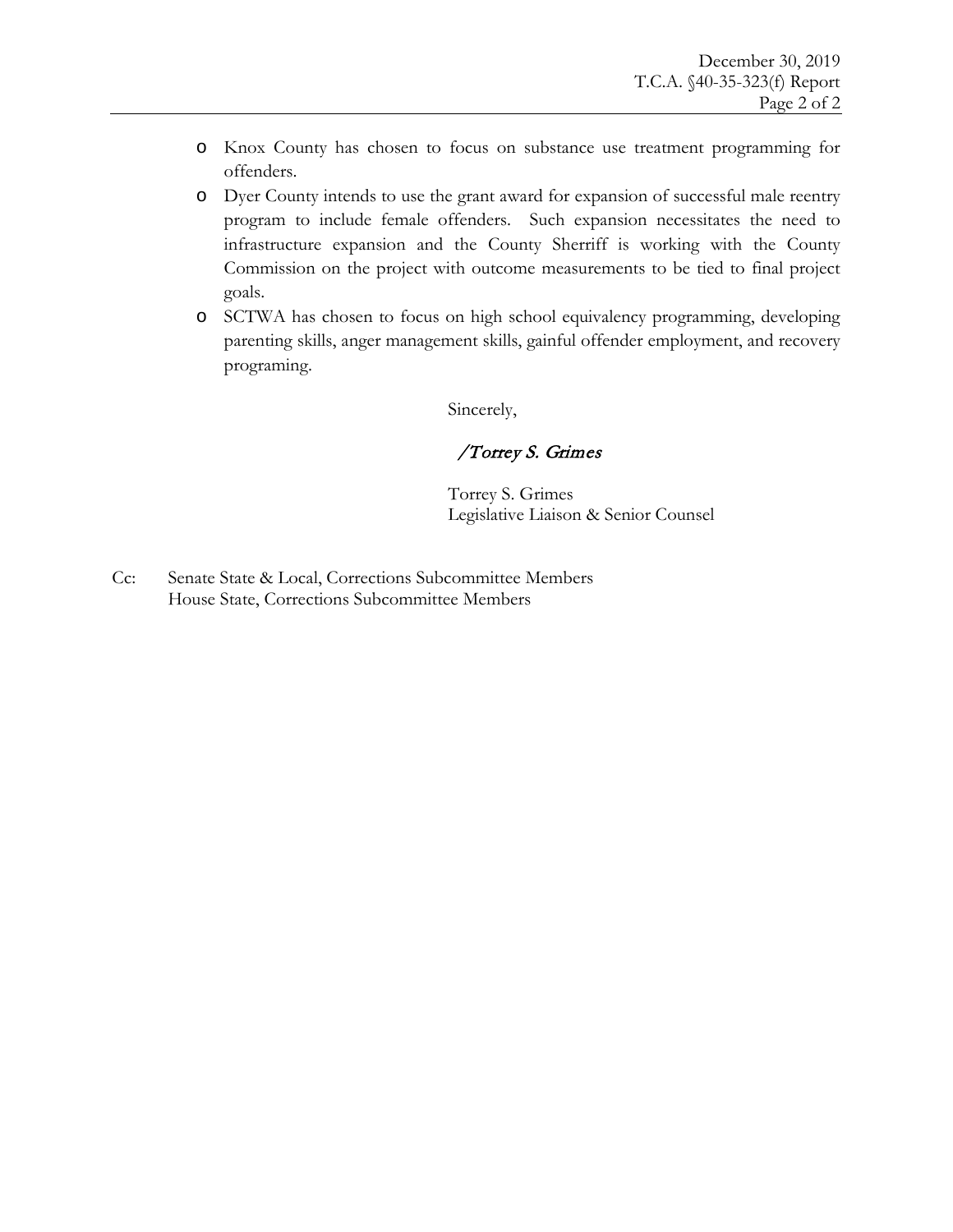- Knox County has chosen to focus on substance use treatment programming for offenders.
- Dyer County intends to use the grant award for expansion of successful male reentry program to include female offenders. Such expansion necessitates the need to infrastructure expansion and the County Sherriff is working with the County Commission on the project with outcome measurements to be tied to final project goals.
- SCTWA has chosen to focus on high school equivalency programming, developing parenting skills, anger management skills, gainful offender employment, and recovery programing.

Sincerely,

*/Torrey S. Grimes*

Torrey S. Grimes
Legislative Liaison & Senior Counsel

Cc: Senate State & Local, Corrections Subcommittee Members
House State, Corrections Subcommittee Members